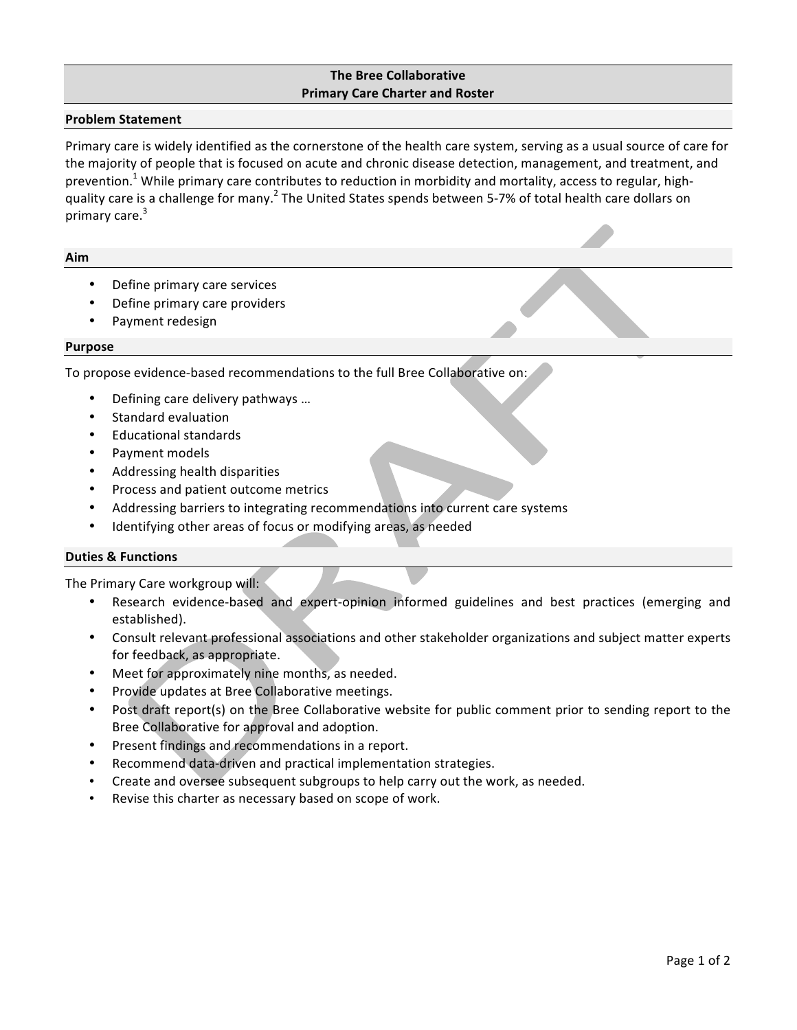# The Bree Collaborative
## Primary Care Charter and Roster

### Problem Statement

Primary care is widely identified as the cornerstone of the health care system, serving as a usual source of care for the majority of people that is focused on acute and chronic disease detection, management, and treatment, and prevention.[1] While primary care contributes to reduction in morbidity and mortality, access to regular, high-quality care is a challenge for many.[2] The United States spends between 5-7% of total health care dollars on primary care.[3]

### Aim

- Define primary care services
- Define primary care providers
- Payment redesign

### Purpose

To propose evidence-based recommendations to the full Bree Collaborative on:

- Defining care delivery pathways …
- Standard evaluation
- Educational standards
- Payment models
- Addressing health disparities
- Process and patient outcome metrics
- Addressing barriers to integrating recommendations into current care systems
- Identifying other areas of focus or modifying areas, as needed

### Duties & Functions

The Primary Care workgroup will:

- Research evidence-based and expert-opinion informed guidelines and best practices (emerging and established).
- Consult relevant professional associations and other stakeholder organizations and subject matter experts for feedback, as appropriate.
- Meet for approximately nine months, as needed.
- Provide updates at Bree Collaborative meetings.
- Post draft report(s) on the Bree Collaborative website for public comment prior to sending report to the Bree Collaborative for approval and adoption.
- Present findings and recommendations in a report.
- Recommend data-driven and practical implementation strategies.
- Create and oversee subsequent subgroups to help carry out the work, as needed.
- Revise this charter as necessary based on scope of work.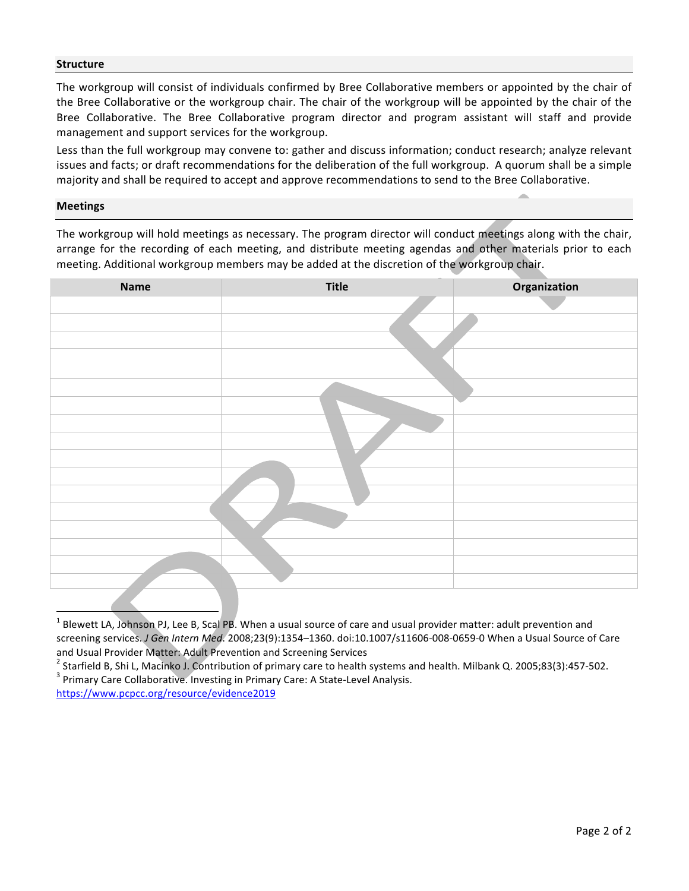## Structure

The workgroup will consist of individuals confirmed by Bree Collaborative members or appointed by the chair of the Bree Collaborative or the workgroup chair. The chair of the workgroup will be appointed by the chair of the Bree Collaborative. The Bree Collaborative program director and program assistant will staff and provide management and support services for the workgroup.

Less than the full workgroup may convene to: gather and discuss information; conduct research; analyze relevant issues and facts; or draft recommendations for the deliberation of the full workgroup. A quorum shall be a simple majority and shall be required to accept and approve recommendations to send to the Bree Collaborative.

## Meetings

The workgroup will hold meetings as necessary. The program director will conduct meetings along with the chair, arrange for the recording of each meeting, and distribute meeting agendas and other materials prior to each meeting. Additional workgroup members may be added at the discretion of the workgroup chair.

| Name | Title | Organization |
|---|---|---|
| | | |
| | | |
| | | |
| | | |
| | | |
| | | |
| | | |
| | | |
| | | |
| | | |
| | | |
| | | |
| | | |
| | | |
| | | |
| | | |

---

[1] Blewett LA, Johnson PJ, Lee B, Scal PB. When a usual source of care and usual provider matter: adult prevention and screening services. *J Gen Intern Med*. 2008;23(9):1354–1360. doi:10.1007/s11606-008-0659-0 When a Usual Source of Care and Usual Provider Matter: Adult Prevention and Screening Services

[2] Starfield B, Shi L, Macinko J. Contribution of primary care to health systems and health. Milbank Q. 2005;83(3):457-502.

[3] Primary Care Collaborative. Investing in Primary Care: A State-Level Analysis. https://www.pcpcc.org/resource/evidence2019